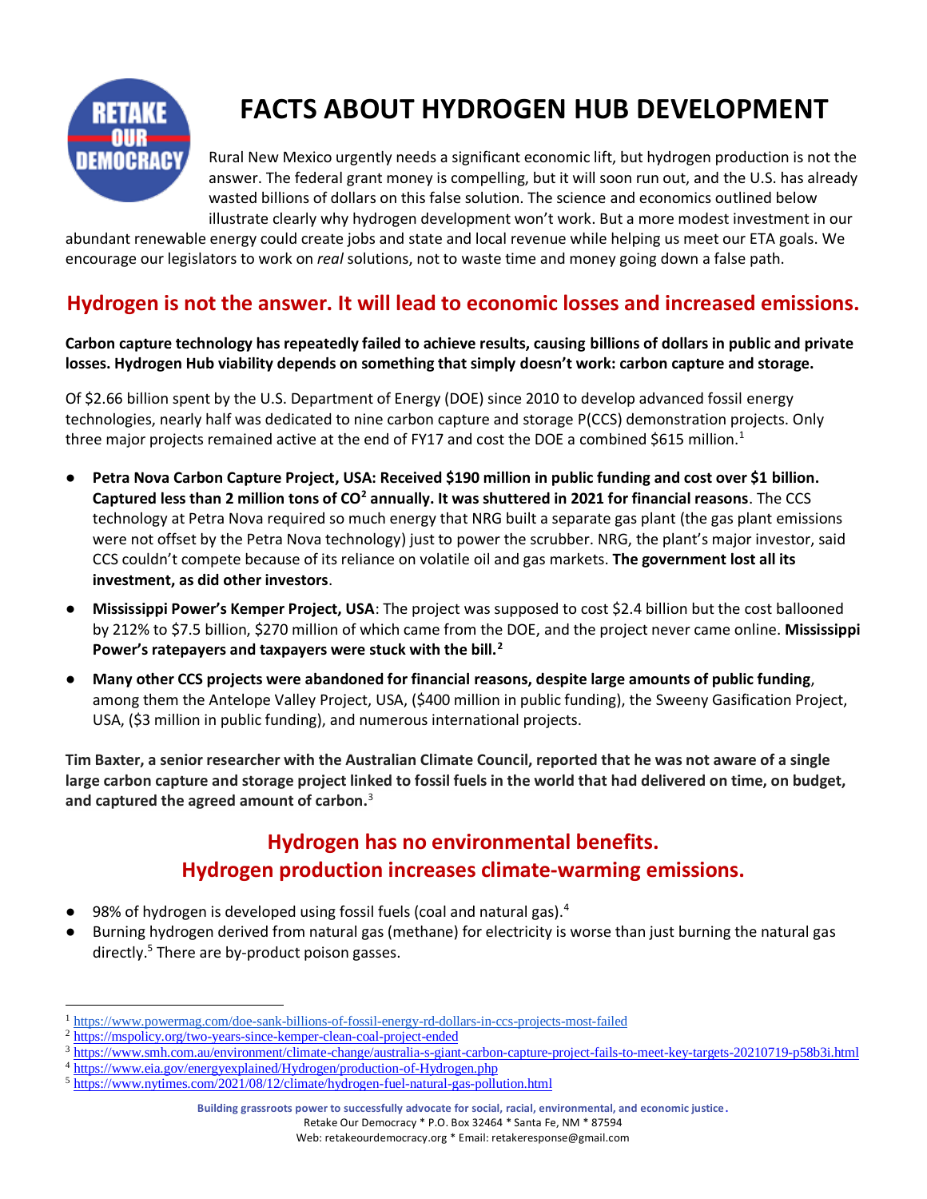# FACTS ABOUT HYDROGEN HUB DEVELOPMENT

Rural New Mexico urgently needs a significant economic lift, but hydrogen production is not the answer. The federal grant money is compelling, but it will soon run out, and the U.S. has already wasted billions of dollars on this false solution. The science and economics outlined below illustrate clearly why hydrogen development won't work. But a more modest investment in our abundant renewable energy could create jobs and state and local revenue while helping us meet our ETA goals. We encourage our legislators to work on *real* solutions, not to waste time and money going down a false path.

## Hydrogen is not the answer. It will lead to economic losses and increased emissions.

**Carbon capture technology has repeatedly failed to achieve results, causing billions of dollars in public and private losses. Hydrogen Hub viability depends on something that simply doesn't work: carbon capture and storage.**

Of $2.66 billion spent by the U.S. Department of Energy (DOE) since 2010 to develop advanced fossil energy technologies, nearly half was dedicated to nine carbon capture and storage P(CCS) demonstration projects. Only three major projects remained active at the end of FY17 and cost the DOE a combined $615 million.[1]

- **Petra Nova Carbon Capture Project, USA: Received $190 million in public funding and cost over $1 billion. Captured less than 2 million tons of $CO^2$ annually. It was shuttered in 2021 for financial reasons**. The CCS technology at Petra Nova required so much energy that NRG built a separate gas plant (the gas plant emissions were not offset by the Petra Nova technology) just to power the scrubber. NRG, the plant's major investor, said CCS couldn't compete because of its reliance on volatile oil and gas markets. **The government lost all its investment, as did other investors**.
- **Mississippi Power's Kemper Project, USA**: The project was supposed to cost $2.4 billion but the cost ballooned by 212% to $7.5 billion, $270 million of which came from the DOE, and the project never came online. **Mississippi Power's ratepayers and taxpayers were stuck with the bill.**[2]
- **Many other CCS projects were abandoned for financial reasons, despite large amounts of public funding**, among them the Antelope Valley Project, USA, ($400 million in public funding), the Sweeny Gasification Project, USA, ($3 million in public funding), and numerous international projects.

**Tim Baxter, a senior researcher with the Australian Climate Council, reported that he was not aware of a single large carbon capture and storage project linked to fossil fuels in the world that had delivered on time, on budget, and captured the agreed amount of carbon.**[3]

## Hydrogen has no environmental benefits. Hydrogen production increases climate-warming emissions.

- 98% of hydrogen is developed using fossil fuels (coal and natural gas).[4]
- Burning hydrogen derived from natural gas (methane) for electricity is worse than just burning the natural gas directly.[5] There are by-product poison gasses.

---

[1] https://www.powermag.com/doe-sank-billions-of-fossil-energy-rd-dollars-in-ccs-projects-most-failed
[2] https://mspolicy.org/two-years-since-kemper-clean-coal-project-ended
[3] https://www.smh.com.au/environment/climate-change/australia-s-giant-carbon-capture-project-fails-to-meet-key-targets-20210719-p58b3i.html
[4] https://www.eia.gov/energyexplained/Hydrogen/production-of-Hydrogen.php
[5] https://www.nytimes.com/2021/08/12/climate/hydrogen-fuel-natural-gas-pollution.html

**Building grassroots power to successfully advocate for social, racial, environmental, and economic justice.**
Retake Our Democracy * P.O. Box 32464 * Santa Fe, NM * 87594
Web: retakeourdemocracy.org * Email: retakeresponse@gmail.com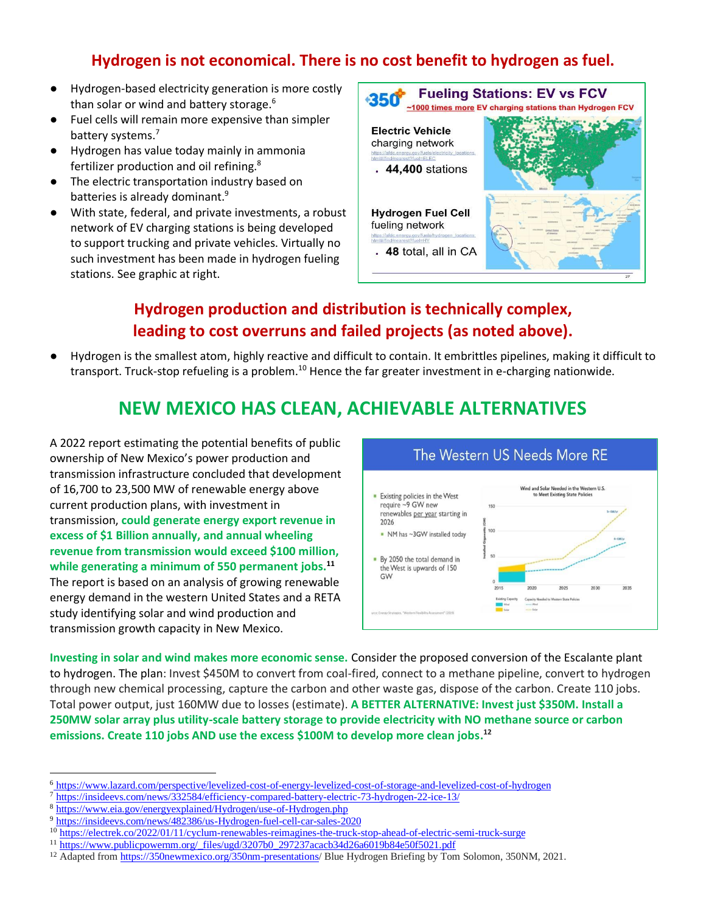## Hydrogen is not economical. There is no cost benefit to hydrogen as fuel.

- Hydrogen-based electricity generation is more costly than solar or wind and battery storage.[6]
- Fuel cells will remain more expensive than simpler battery systems.[7]
- Hydrogen has value today mainly in ammonia fertilizer production and oil refining.[8]
- The electric transportation industry based on batteries is already dominant.[9]
- With state, federal, and private investments, a robust network of EV charging stations is being developed to support trucking and private vehicles. Virtually no such investment has been made in hydrogen fueling stations. See graphic at right.

350

Fueling Stations: EV vs FCV

~1000 times more EV charging stations than Hydrogen FCV

Electric Vehicle charging network

https://afdc.energy.gov/fuels/electricity_locations.html#/find/nearest?fuel=ELEC

- 44,400 stations

Hydrogen Fuel Cell fueling network

https://afdc.energy.gov/fuels/hydrogen_locations.html#/find/nearest?fuel=HY

- 48 total, all in CA

## Hydrogen production and distribution is technically complex, leading to cost overruns and failed projects (as noted above).

- Hydrogen is the smallest atom, highly reactive and difficult to contain. It embrittles pipelines, making it difficult to transport. Truck-stop refueling is a problem.[10] Hence the far greater investment in e-charging nationwide.

## NEW MEXICO HAS CLEAN, ACHIEVABLE ALTERNATIVES

A 2022 report estimating the potential benefits of public ownership of New Mexico's power production and transmission infrastructure concluded that development of 16,700 to 23,500 MW of renewable energy above current production plans, with investment in transmission, **could generate energy export revenue in excess of $1 Billion annually, and annual wheeling revenue from transmission would exceed $100 million, while generating a minimum of 550 permanent jobs.**[11] The report is based on an analysis of growing renewable energy demand in the western United States and a RETA study identifying solar and wind production and transmission growth capacity in New Mexico.

The Western US Needs More RE

- Existing policies in the West require ~9 GW new renewables per year starting in 2026
  - NM has ~3GW installed today
- By 2050 the total demand in the West is upwards of 150 GW

Wind and Solar Needed in the Western U.S. to Meet Existing State Policies

**Investing in solar and wind makes more economic sense.** Consider the proposed conversion of the Escalante plant to hydrogen. The plan: Invest $450M to convert from coal-fired, connect to a methane pipeline, convert to hydrogen through new chemical processing, capture the carbon and other waste gas, dispose of the carbon. Create 110 jobs. Total power output, just 160MW due to losses (estimate). **A BETTER ALTERNATIVE: Invest just $350M. Install a 250MW solar array plus utility-scale battery storage to provide electricity with NO methane source or carbon emissions. Create 110 jobs AND use the excess $100M to develop more clean jobs.**[12]

---

[6] https://www.lazard.com/perspective/levelized-cost-of-energy-levelized-cost-of-storage-and-levelized-cost-of-hydrogen
[7] https://insideevs.com/news/332584/efficiency-compared-battery-electric-73-hydrogen-22-ice-13/
[8] https://www.eia.gov/energyexplained/Hydrogen/use-of-Hydrogen.php
[9] https://insideevs.com/news/482386/us-Hydrogen-fuel-cell-car-sales-2020
[10] https://electrek.co/2022/01/11/cyclum-renewables-reimagines-the-truck-stop-ahead-of-electric-semi-truck-surge
[11] https://www.publicpowernm.org/_files/ugd/3207b0_297237acacb34d26a6019b84e50f5021.pdf
[12] Adapted from https://350newmexico.org/350nm-presentations/ Blue Hydrogen Briefing by Tom Solomon, 350NM, 2021.